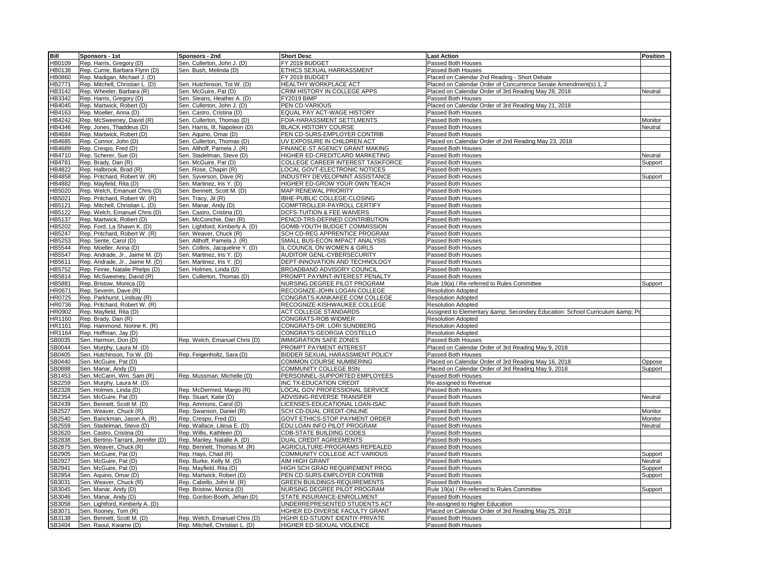| Bill | Sponsors - 1st | Sponsors - 2nd | Short Desc | Last Action | Position |
|---|---|---|---|---|---|
| HB0109 | Rep. Harris, Gregory (D) | Sen. Cullerton, John J. (D) | FY 2019 BUDGET | Passed Both Houses | |
| HB0138 | Rep. Currie, Barbara Flynn (D) | Sen. Bush, Melinda (D) | ETHICS SEXUAL HARRASSMENT | Passed Both Houses | |
| HB0860 | Rep. Madigan, Michael J. (D) | | FY 2019 BUDGET | Placed on Calendar 2nd Reading - Short Debate | |
| HB2771 | Rep. Mitchell, Christian L. (D) | Sen. Hutchinson, Toi W. (D) | HEALTHY WORKPLACE ACT | Placed on Calendar Order of Concurrence Senate Amendment(s) 1, 2 | |
| HB3142 | Rep. Wheeler, Barbara (R) | Sen. McGuire, Pat (D) | CRIM HISTORY IN COLLEGE APPS | Placed on Calendar Order of 3rd Reading May 28, 2018 | Neutral |
| HB3342 | Rep. Harris, Gregory (D) | Sen. Steans, Heather A. (D) | FY2019 BIMP | Passed Both Houses | |
| HB4045 | Rep. Martwick, Robert (D) | Sen. Cullerton, John J. (D) | PEN CD-VARIOUS | Placed on Calendar Order of 3rd Reading May 21, 2018 | |
| HB4163 | Rep. Moeller, Anna (D) | Sen. Castro, Cristina (D) | EQUAL PAY ACT-WAGE HISTORY | Passed Both Houses | |
| HB4242 | Rep. McSweeney, David (R) | Sen. Cullerton, Thomas (D) | FOIA-HARASSMENT SETTLMENTS | Passed Both Houses | Monitor |
| HB4346 | Rep. Jones, Thaddeus (D) | Sen. Harris, III, Napoleon (D) | BLACK HISTORY COURSE | Passed Both Houses | Neutral |
| HB4684 | Rep. Martwick, Robert (D) | Sen. Aquino, Omar (D) | PEN CD-SURS-EMPLOYER CONTRIB | Passed Both Houses | |
| HB4685 | Rep. Connor, John (D) | Sen. Cullerton, Thomas (D) | UV EXPOSURE IN CHILDREN ACT | Placed on Calendar Order of 2nd Reading May 23, 2018 | |
| HB4689 | Rep. Crespo, Fred (D) | Sen. Althoff, Pamela J. (R) | FINANCE-ST AGENCY GRANT MAKING | Passed Both Houses | |
| HB4710 | Rep. Scherer, Sue (D) | Sen. Stadelman, Steve (D) | HIGHER ED-CREDITCARD MARKETING | Passed Both Houses | Neutral |
| HB4781 | Rep. Brady, Dan (R) | Sen. McGuire, Pat (D) | COLLEGE CAREER INTEREST TASKFORCE | Passed Both Houses | Support |
| HB4822 | Rep. Halbrook, Brad (R) | Sen. Rose, Chapin (R) | LOCAL GOVT-ELECTRONIC NOTICES | Passed Both Houses | |
| HB4858 | Rep. Pritchard, Robert W. (R) | Sen. Syverson, Dave (R) | INDUSTRY DEVELOPMNT ASSISTANCE | Passed Both Houses | Support |
| HB4882 | Rep. Mayfield, Rita (D) | Sen. Martinez, Iris Y. (D) | HIGHER ED-GROW YOUR OWN TEACH | Passed Both Houses | |
| HB5020 | Rep. Welch, Emanuel Chris (D) | Sen. Bennett, Scott M. (D) | MAP RENEWAL PRIORITY | Passed Both Houses | |
| HB5021 | Rep. Pritchard, Robert W. (R) | Sen. Tracy, Jil (R) | IBHE-PUBLIC COLLEGE-CLOSING | Passed Both Houses | |
| HB5121 | Rep. Mitchell, Christian L. (D) | Sen. Manar, Andy (D) | COMPTROLLER-PAYROLL CERTIFY | Passed Both Houses | |
| HB5122 | Rep. Welch, Emanuel Chris (D) | Sen. Castro, Cristina (D) | DCFS-TUITION & FEE WAIVERS | Passed Both Houses | |
| HB5137 | Rep. Martwick, Robert (D) | Sen. McConchie, Dan (R) | PENCD-TRS-DEFINED CONTRIBUTION | Passed Both Houses | |
| HB5202 | Rep. Ford, La Shawn K. (D) | Sen. Lightford, Kimberly A. (D) | GOMB-YOUTH BUDGET COMMISSION | Passed Both Houses | |
| HB5247 | Rep. Pritchard, Robert W. (R) | Sen. Weaver, Chuck (R) | SCH CD-REG APPRENTICE PROGRAM | Passed Both Houses | |
| HB5253 | Rep. Sente, Carol (D) | Sen. Althoff, Pamela J. (R) | SMALL BUS-ECON IMPACT ANALYSIS | Passed Both Houses | |
| HB5544 | Rep. Moeller, Anna (D) | Sen. Collins, Jacqueline Y. (D) | IL COUNCIL ON WOMEN & GIRLS | Passed Both Houses | |
| HB5547 | Rep. Andrade, Jr., Jaime M. (D) | Sen. Martinez, Iris Y. (D) | AUDITOR GENL-CYBERSECURITY | Passed Both Houses | |
| HB5611 | Rep. Andrade, Jr., Jaime M. (D) | Sen. Martinez, Iris Y. (D) | DEPT-INNOVATION AND TECHNOLOGY | Passed Both Houses | |
| HB5752 | Rep. Finnie, Natalie Phelps (D) | Sen. Holmes, Linda (D) | BROADBAND ADVISORY COUNCIL | Passed Both Houses | |
| HB5814 | Rep. McSweeney, David (R) | Sen. Cullerton, Thomas (D) | PROMPT PAYMNT-INTEREST PENALTY | Passed Both Houses | |
| HB5881 | Rep. Bristow, Monica (D) | | NURSING DEGREE PILOT PROGRAM | Rule 19(a) / Re-referred to Rules Committee | Support |
| HR0671 | Rep. Severin, Dave (R) | | RECOGNIZE-JOHN LOGAN COLLEGE | Resolution Adopted | |
| HR0725 | Rep. Parkhurst, Lindsay (R) | | CONGRATS-KANKAKEE COM COLLEGE | Resolution Adopted | |
| HR0736 | Rep. Pritchard, Robert W. (R) | | RECOGNIZE-KISHWAUKEE COLLEGE | Resolution Adopted | |
| HR0902 | Rep. Mayfield, Rita (D) | | ACT COLLEGE STANDARDS | Assigned to Elementary &amp; Secondary Education: School Curriculum &amp; Po | |
| HR1160 | Rep. Brady, Dan (R) | | CONGRATS-ROB WIDMER | Resolution Adopted | |
| HR1161 | Rep. Hammond, Norine K. (R) | | CONGRATS-DR. LORI SUNDBERG | Resolution Adopted | |
| HR1164 | Rep. Hoffman, Jay (D) | | CONGRATS-GEORGIA COSTELLO | Resolution Adopted | |
| SB0035 | Sen. Harmon, Don (D) | Rep. Welch, Emanuel Chris (D) | IMMIGRATION SAFE ZONES | Passed Both Houses | |
| SB0044 | Sen. Murphy, Laura M. (D) | | PROMPT PAYMENT INTEREST | Placed on Calendar Order of 3rd Reading May 9, 2018 | |
| SB0405 | Sen. Hutchinson, Toi W. (D) | Rep. Feigenholtz, Sara (D) | BIDDER SEXUAL HARASSMENT POLICY | Passed Both Houses | |
| SB0440 | Sen. McGuire, Pat (D) | | COMMON COURSE NUMBERING | Placed on Calendar Order of 3rd Reading May 16, 2018 | Oppose |
| SB0888 | Sen. Manar, Andy (D) | | COMMUNITY COLLEGE BSN | Placed on Calendar Order of 3rd Reading May 9, 2018 | Support |
| SB1453 | Sen. McCann, Wm. Sam (R) | Rep. Mussman, Michelle (D) | PERSONNEL-SUPPORTED EMPLOYEES | Passed Both Houses | |
| SB2259 | Sen. Murphy, Laura M. (D) | | INC TX-EDUCATION CREDIT | Re-assigned to Revenue | |
| SB2328 | Sen. Holmes, Linda (D) | Rep. McDermed, Margo (R) | LOCAL GOV PROFESSIONAL SERVICE | Passed Both Houses | |
| SB2354 | Sen. McGuire, Pat (D) | Rep. Stuart, Katie (D) | ADVISING-REVERSE TRANSFER | Passed Both Houses | Neutral |
| SB2439 | Sen. Bennett, Scott M. (D) | Rep. Ammons, Carol (D) | LICENSES-EDUCATIONAL LOAN-ISAC | Passed Both Houses | |
| SB2527 | Sen. Weaver, Chuck (R) | Rep. Swanson, Daniel (R) | SCH CD-DUAL CREDIT-ONLINE | Passed Both Houses | Monitor |
| SB2540 | Sen. Barickman, Jason A. (R) | Rep. Crespo, Fred (D) | GOVT ETHICS-STOP PAYMENT ORDER | Passed Both Houses | Monitor |
| SB2559 | Sen. Stadelman, Steve (D) | Rep. Wallace, Litesa E. (D) | EDU LOAN INFO PILOT PROGRAM | Passed Both Houses | Neutral |
| SB2620 | Sen. Castro, Cristina (D) | Rep. Willis, Kathleen (D) | CDB-STATE BUILDING CODES | Passed Both Houses | |
| SB2838 | Sen. Bertino-Tarrant, Jennifer (D) | Rep. Manley, Natalie A. (D) | DUAL CREDIT AGREEMENTS | Passed Both Houses | |
| SB2875 | Sen. Weaver, Chuck (R) | Rep. Bennett, Thomas M. (R) | AGRICULTURE-PROGRAMS REPEALED | Passed Both Houses | |
| SB2905 | Sen. McGuire, Pat (D) | Rep. Hays, Chad (R) | COMMUNITY COLLEGE ACT-VARIOUS | Passed Both Houses | Support |
| SB2927 | Sen. McGuire, Pat (D) | Rep. Burke, Kelly M. (D) | AIM HIGH GRANT | Passed Both Houses | Neutral |
| SB2941 | Sen. McGuire, Pat (D) | Rep. Mayfield, Rita (D) | HIGH SCH GRAD REQUIREMENT PROG | Passed Both Houses | Support |
| SB2954 | Sen. Aquino, Omar (D) | Rep. Martwick, Robert (D) | PEN CD-SURS-EMPLOYER CONTRIB | Passed Both Houses | Support |
| SB3031 | Sen. Weaver, Chuck (R) | Rep. Cabello, John M. (R) | GREEN BUILDINGS-REQUIREMENTS | Passed Both Houses | |
| SB3045 | Sen. Manar, Andy (D) | Rep. Bristow, Monica (D) | NURSING DEGREE PILOT PROGRAM | Rule 19(a) / Re-referred to Rules Committee | Support |
| SB3046 | Sen. Manar, Andy (D) | Rep. Gordon-Booth, Jehan (D) | STATE INSURANCE-ENROLLMENT | Passed Both Houses | |
| SB3058 | Sen. Lightford, Kimberly A. (D) | | UNDERREPRESENTED STUDENTS ACT | Re-assigned to Higher Education | |
| SB3071 | Sen. Rooney, Tom (R) | | HGHER ED-DIVERSE FACULTY GRANT | Placed on Calendar Order of 3rd Reading May 25, 2018 | |
| SB3138 | Sen. Bennett, Scott M. (D) | Rep. Welch, Emanuel Chris (D) | HGHR ED-STUDNT IDENTIY-PRIVATE | Passed Both Houses | |
| SB3404 | Sen. Raoul, Kwame (D) | Rep. Mitchell, Christian L. (D) | HIGHER ED-SEXUAL VIOLENCE | Passed Both Houses | |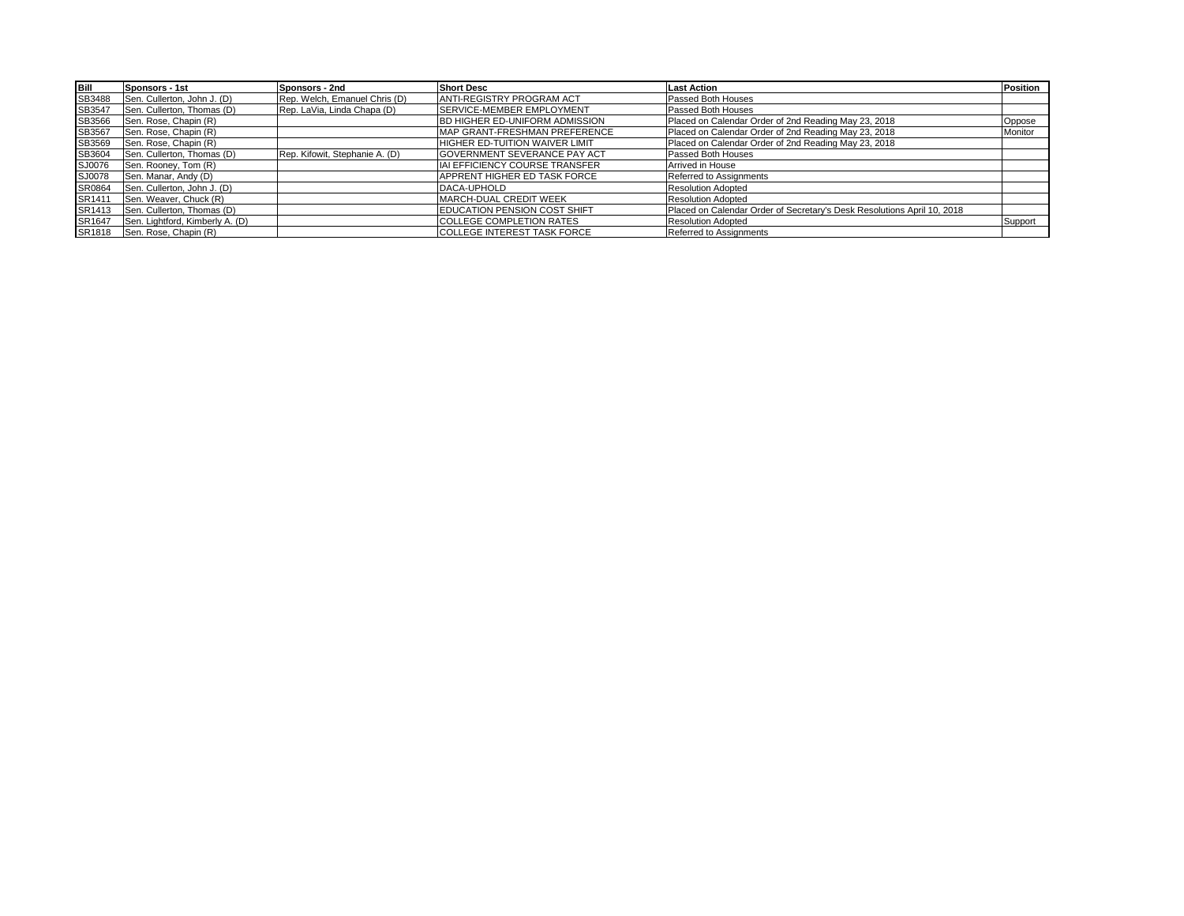| Bill | Sponsors - 1st | Sponsors - 2nd | Short Desc | Last Action | Position |
|---|---|---|---|---|---|
| SB3488 | Sen. Cullerton, John J. (D) | Rep. Welch, Emanuel Chris (D) | ANTI-REGISTRY PROGRAM ACT | Passed Both Houses | |
| SB3547 | Sen. Cullerton, Thomas (D) | Rep. LaVia, Linda Chapa (D) | SERVICE-MEMBER EMPLOYMENT | Passed Both Houses | |
| SB3566 | Sen. Rose, Chapin (R) | | BD HIGHER ED-UNIFORM ADMISSION | Placed on Calendar Order of 2nd Reading May 23, 2018 | Oppose |
| SB3567 | Sen. Rose, Chapin (R) | | MAP GRANT-FRESHMAN PREFERENCE | Placed on Calendar Order of 2nd Reading May 23, 2018 | Monitor |
| SB3569 | Sen. Rose, Chapin (R) | | HIGHER ED-TUITION WAIVER LIMIT | Placed on Calendar Order of 2nd Reading May 23, 2018 | |
| SB3604 | Sen. Cullerton, Thomas (D) | Rep. Kifowit, Stephanie A. (D) | GOVERNMENT SEVERANCE PAY ACT | Passed Both Houses | |
| SJ0076 | Sen. Rooney, Tom (R) | | IAI EFFICIENCY COURSE TRANSFER | Arrived in House | |
| SJ0078 | Sen. Manar, Andy (D) | | APPRENT HIGHER ED TASK FORCE | Referred to Assignments | |
| SR0864 | Sen. Cullerton, John J. (D) | | DACA-UPHOLD | Resolution Adopted | |
| SR1411 | Sen. Weaver, Chuck (R) | | MARCH-DUAL CREDIT WEEK | Resolution Adopted | |
| SR1413 | Sen. Cullerton, Thomas (D) | | EDUCATION PENSION COST SHIFT | Placed on Calendar Order of Secretary's Desk Resolutions April 10, 2018 | |
| SR1647 | Sen. Lightford, Kimberly A. (D) | | COLLEGE COMPLETION RATES | Resolution Adopted | Support |
| SR1818 | Sen. Rose, Chapin (R) | | COLLEGE INTEREST TASK FORCE | Referred to Assignments | |